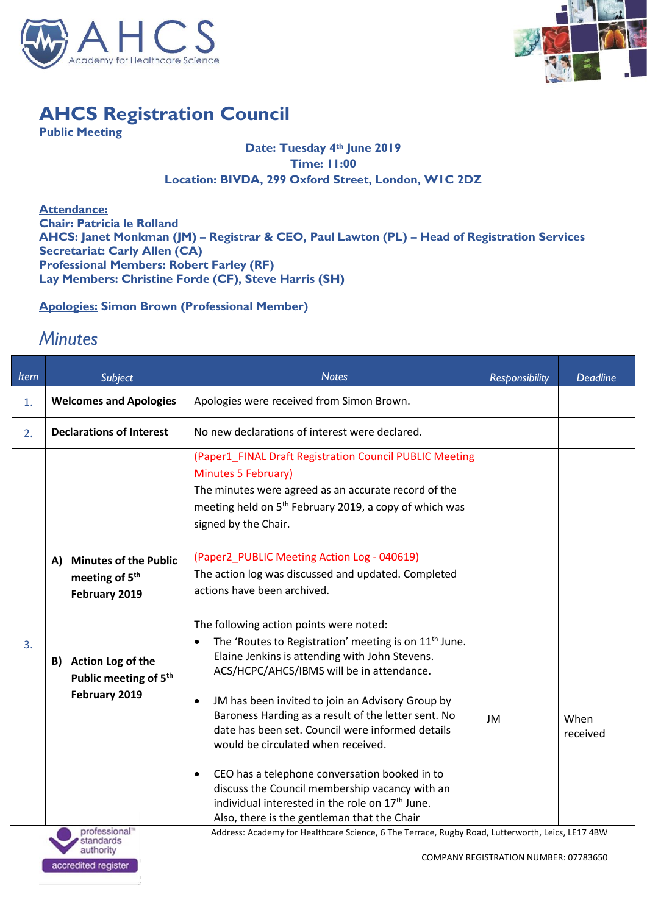# AHCS Registration Council

**Public Meeting**

**Date: Tuesday 4th June 2019**
**Time: 11:00**
**Location: BIVDA, 299 Oxford Street, London, W1C 2DZ**

**Attendance:**
**Chair: Patricia le Rolland**
**AHCS: Janet Monkman (JM) – Registrar & CEO, Paul Lawton (PL) – Head of Registration Services**
**Secretariat: Carly Allen (CA)**
**Professional Members: Robert Farley (RF)**
**Lay Members: Christine Forde (CF), Steve Harris (SH)**

**Apologies: Simon Brown (Professional Member)**

## *Minutes*

| Item | Subject | Notes | Responsibility | Deadline |
|---|---|---|---|---|
| 1. | **Welcomes and Apologies** | Apologies were received from Simon Brown. | | |
| 2. | **Declarations of Interest** | No new declarations of interest were declared. | | |
| 3. | **A) Minutes of the Public meeting of 5th February 2019**<br><br>**B) Action Log of the Public meeting of 5th February 2019** | (Paper1_FINAL Draft Registration Council PUBLIC Meeting Minutes 5 February)<br>The minutes were agreed as an accurate record of the meeting held on 5th February 2019, a copy of which was signed by the Chair.<br><br>(Paper2_PUBLIC Meeting Action Log - 040619)<br>The action log was discussed and updated. Completed actions have been archived.<br><br>The following action points were noted:<br>• The 'Routes to Registration' meeting is on 11th June. Elaine Jenkins is attending with John Stevens. ACS/HCPC/AHCS/IBMS will be in attendance.<br><br>• JM has been invited to join an Advisory Group by Baroness Harding as a result of the letter sent. No date has been set. Council were informed details would be circulated when received.<br><br>• CEO has a telephone conversation booked in to discuss the Council membership vacancy with an individual interested in the role on 17th June. Also, there is the gentleman that the Chair | JM | When received |

Address: Academy for Healthcare Science, 6 The Terrace, Rugby Road, Lutterworth, Leics, LE17 4BW

COMPANY REGISTRATION NUMBER: 07783650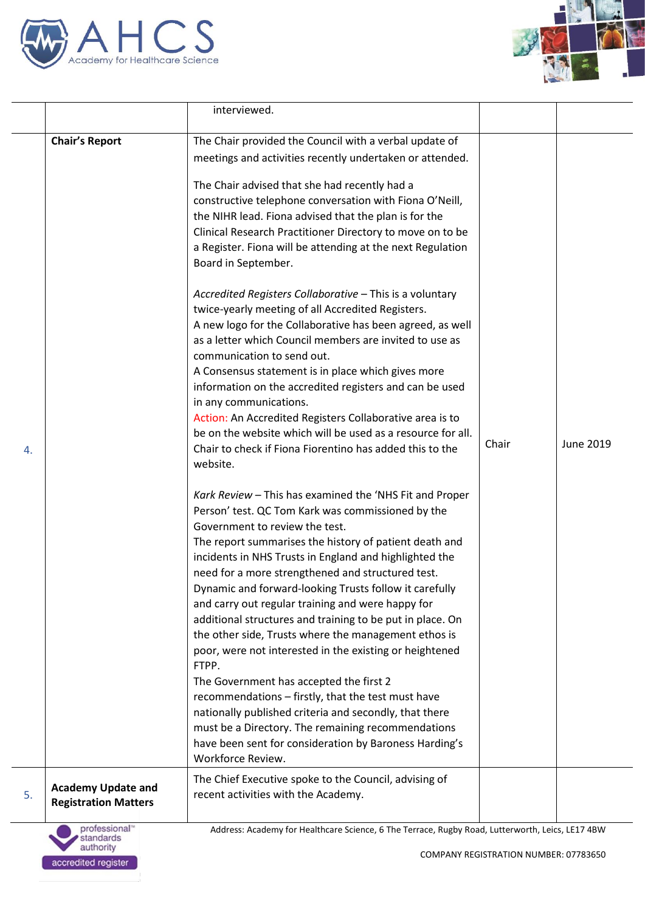| | | | | |
|---|---|---|---|---|
| | | interviewed. | | |
| 4. | **Chair's Report** | The Chair provided the Council with a verbal update of meetings and activities recently undertaken or attended.<br><br>The Chair advised that she had recently had a constructive telephone conversation with Fiona O'Neill, the NIHR lead. Fiona advised that the plan is for the Clinical Research Practitioner Directory to move on to be a Register. Fiona will be attending at the next Regulation Board in September.<br><br>*Accredited Registers Collaborative* – This is a voluntary twice-yearly meeting of all Accredited Registers.<br>A new logo for the Collaborative has been agreed, as well as a letter which Council members are invited to use as communication to send out.<br>A Consensus statement is in place which gives more information on the accredited registers and can be used in any communications.<br>Action: An Accredited Registers Collaborative area is to be on the website which will be used as a resource for all. Chair to check if Fiona Fiorentino has added this to the website.<br><br>*Kark Review* – This has examined the 'NHS Fit and Proper Person' test. QC Tom Kark was commissioned by the Government to review the test.<br>The report summarises the history of patient death and incidents in NHS Trusts in England and highlighted the need for a more strengthened and structured test. Dynamic and forward-looking Trusts follow it carefully and carry out regular training and were happy for additional structures and training to be put in place. On the other side, Trusts where the management ethos is poor, were not interested in the existing or heightened FTPP.<br>The Government has accepted the first 2 recommendations – firstly, that the test must have nationally published criteria and secondly, that there must be a Directory. The remaining recommendations have been sent for consideration by Baroness Harding's Workforce Review. | Chair | June 2019 |
| 5. | **Academy Update and Registration Matters** | The Chief Executive spoke to the Council, advising of recent activities with the Academy. | | |

Address: Academy for Healthcare Science, 6 The Terrace, Rugby Road, Lutterworth, Leics, LE17 4BW

COMPANY REGISTRATION NUMBER: 07783650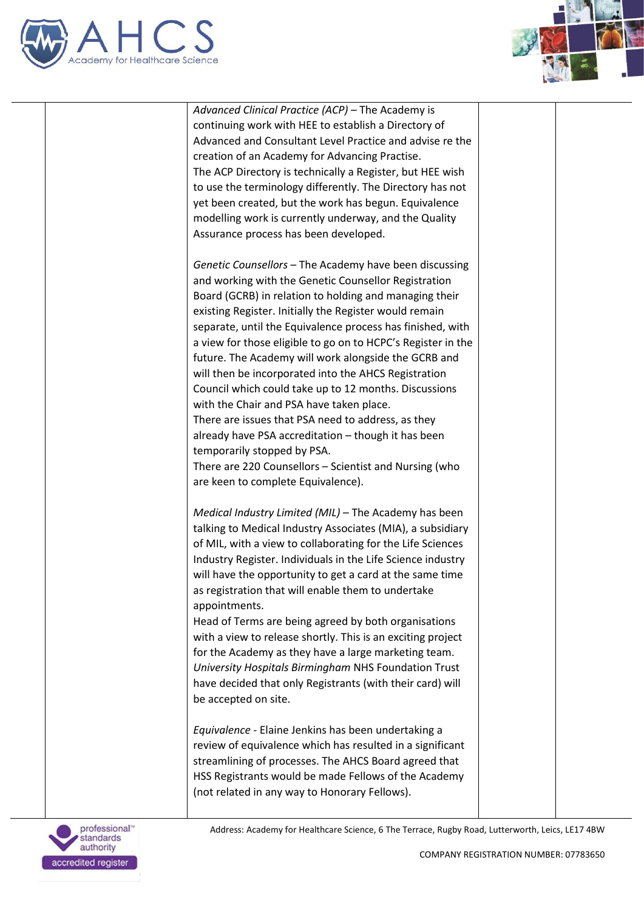| | | | | |
|---|---|---|---|---|
| | | *Advanced Clinical Practice (ACP)* – The Academy is continuing work with HEE to establish a Directory of Advanced and Consultant Level Practice and advise re the creation of an Academy for Advancing Practise.<br>The ACP Directory is technically a Register, but HEE wish to use the terminology differently. The Directory has not yet been created, but the work has begun. Equivalence modelling work is currently underway, and the Quality Assurance process has been developed.<br><br>*Genetic Counsellors* – The Academy have been discussing and working with the Genetic Counsellor Registration Board (GCRB) in relation to holding and managing their existing Register. Initially the Register would remain separate, until the Equivalence process has finished, with a view for those eligible to go on to HCPC's Register in the future. The Academy will work alongside the GCRB and will then be incorporated into the AHCS Registration Council which could take up to 12 months. Discussions with the Chair and PSA have taken place.<br>There are issues that PSA need to address, as they already have PSA accreditation – though it has been temporarily stopped by PSA.<br>There are 220 Counsellors – Scientist and Nursing (who are keen to complete Equivalence).<br><br>*Medical Industry Limited (MIL)* – The Academy has been talking to Medical Industry Associates (MIA), a subsidiary of MIL, with a view to collaborating for the Life Sciences Industry Register. Individuals in the Life Science industry will have the opportunity to get a card at the same time as registration that will enable them to undertake appointments.<br>Head of Terms are being agreed by both organisations with a view to release shortly. This is an exciting project for the Academy as they have a large marketing team.<br>*University Hospitals Birmingham* NHS Foundation Trust have decided that only Registrants (with their card) will be accepted on site.<br><br>*Equivalence* - Elaine Jenkins has been undertaking a review of equivalence which has resulted in a significant streamlining of processes. The AHCS Board agreed that HSS Registrants would be made Fellows of the Academy (not related in any way to Honorary Fellows). | | |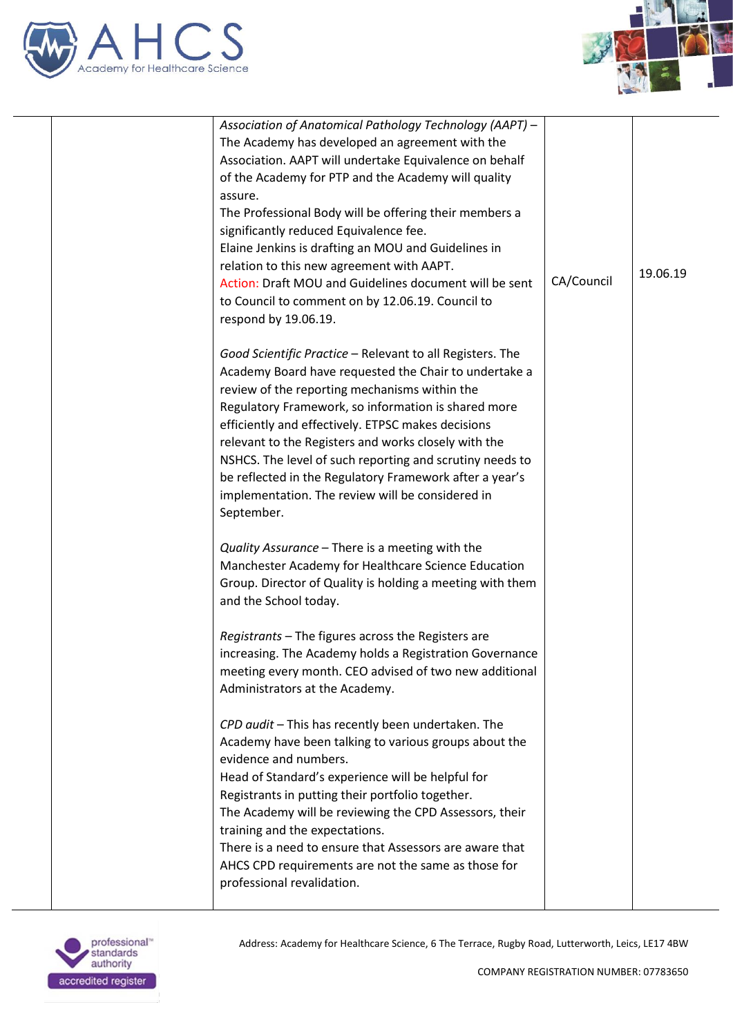| | | | | |
|---|---|---|---|---|
| | | *Association of Anatomical Pathology Technology (AAPT)* – The Academy has developed an agreement with the Association. AAPT will undertake Equivalence on behalf of the Academy for PTP and the Academy will quality assure.<br>The Professional Body will be offering their members a significantly reduced Equivalence fee.<br>Elaine Jenkins is drafting an MOU and Guidelines in relation to this new agreement with AAPT.<br>Action: Draft MOU and Guidelines document will be sent to Council to comment on by 12.06.19. Council to respond by 19.06.19.<br><br>*Good Scientific Practice* – Relevant to all Registers. The Academy Board have requested the Chair to undertake a review of the reporting mechanisms within the Regulatory Framework, so information is shared more efficiently and effectively. ETPSC makes decisions relevant to the Registers and works closely with the NSHCS. The level of such reporting and scrutiny needs to be reflected in the Regulatory Framework after a year's implementation. The review will be considered in September.<br><br>*Quality Assurance* – There is a meeting with the Manchester Academy for Healthcare Science Education Group. Director of Quality is holding a meeting with them and the School today.<br><br>*Registrants* – The figures across the Registers are increasing. The Academy holds a Registration Governance meeting every month. CEO advised of two new additional Administrators at the Academy.<br><br>*CPD audit* – This has recently been undertaken. The Academy have been talking to various groups about the evidence and numbers.<br>Head of Standard's experience will be helpful for Registrants in putting their portfolio together.<br>The Academy will be reviewing the CPD Assessors, their training and the expectations.<br>There is a need to ensure that Assessors are aware that AHCS CPD requirements are not the same as those for professional revalidation. | CA/Council | 19.06.19 |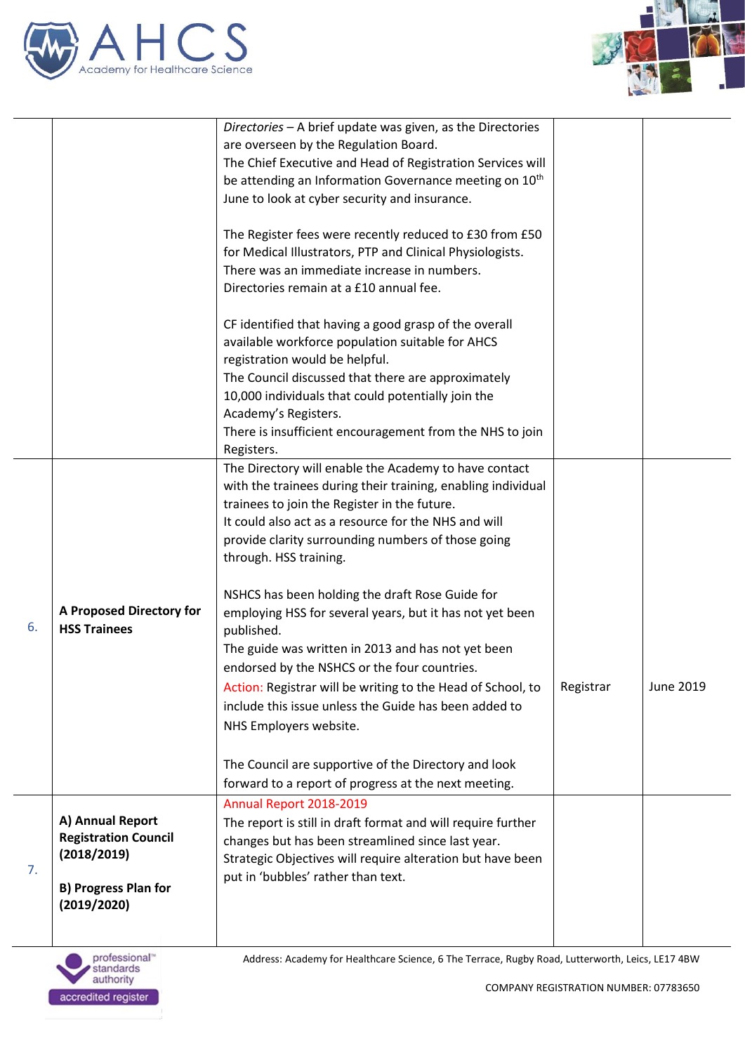| | | | | |
|---|---|---|---|---|
| | | *Directories* – A brief update was given, as the Directories are overseen by the Regulation Board.<br>The Chief Executive and Head of Registration Services will be attending an Information Governance meeting on 10th June to look at cyber security and insurance.<br><br>The Register fees were recently reduced to £30 from £50 for Medical Illustrators, PTP and Clinical Physiologists. There was an immediate increase in numbers.<br>Directories remain at a £10 annual fee.<br><br>CF identified that having a good grasp of the overall available workforce population suitable for AHCS registration would be helpful.<br>The Council discussed that there are approximately 10,000 individuals that could potentially join the Academy's Registers.<br>There is insufficient encouragement from the NHS to join Registers. | | |
| 6. | **A Proposed Directory for HSS Trainees** | The Directory will enable the Academy to have contact with the trainees during their training, enabling individual trainees to join the Register in the future.<br>It could also act as a resource for the NHS and will provide clarity surrounding numbers of those going through. HSS training.<br><br>NSHCS has been holding the draft Rose Guide for employing HSS for several years, but it has not yet been published.<br>The guide was written in 2013 and has not yet been endorsed by the NSHCS or the four countries.<br>Action: Registrar will be writing to the Head of School, to include this issue unless the Guide has been added to NHS Employers website.<br><br>The Council are supportive of the Directory and look forward to a report of progress at the next meeting. | Registrar | June 2019 |
| 7. | **A) Annual Report Registration Council (2018/2019)**<br><br>**B) Progress Plan for (2019/2020)** | Annual Report 2018-2019<br>The report is still in draft format and will require further changes but has been streamlined since last year.<br>Strategic Objectives will require alteration but have been put in 'bubbles' rather than text. | | |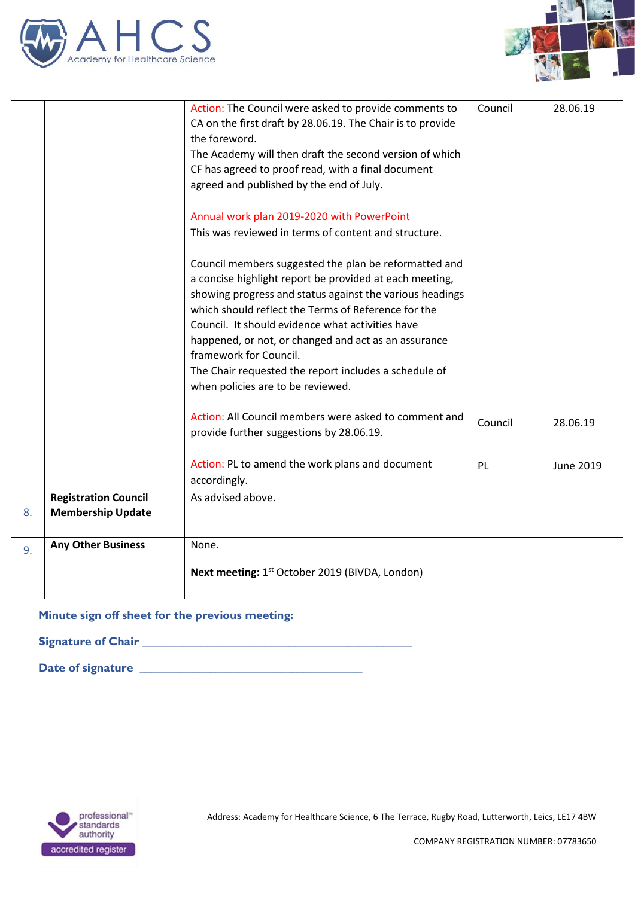| | | | | |
|---|---|---|---|---|
| | | Action: The Council were asked to provide comments to CA on the first draft by 28.06.19. The Chair is to provide the foreword.<br>The Academy will then draft the second version of which CF has agreed to proof read, with a final document agreed and published by the end of July.<br><br>Annual work plan 2019-2020 with PowerPoint<br>This was reviewed in terms of content and structure.<br><br>Council members suggested the plan be reformatted and a concise highlight report be provided at each meeting, showing progress and status against the various headings which should reflect the Terms of Reference for the Council. It should evidence what activities have happened, or not, or changed and act as an assurance framework for Council.<br>The Chair requested the report includes a schedule of when policies are to be reviewed.<br><br>Action: All Council members were asked to comment and provide further suggestions by 28.06.19.<br><br>Action: PL to amend the work plans and document accordingly. | Council<br><br><br><br><br><br><br><br><br><br><br><br><br><br>Council<br><br>PL | 28.06.19<br><br><br><br><br><br><br><br><br><br><br><br><br><br>28.06.19<br><br>June 2019 |
| 8. | **Registration Council Membership Update** | As advised above. | | |
| 9. | **Any Other Business** | None. | | |
| | | **Next meeting:** 1st October 2019 (BIVDA, London) | | |

**Minute sign off sheet for the previous meeting:**

**Signature of Chair** ____________________________________________

**Date of signature** ____________________________________

Address: Academy for Healthcare Science, 6 The Terrace, Rugby Road, Lutterworth, Leics, LE17 4BW

COMPANY REGISTRATION NUMBER: 07783650